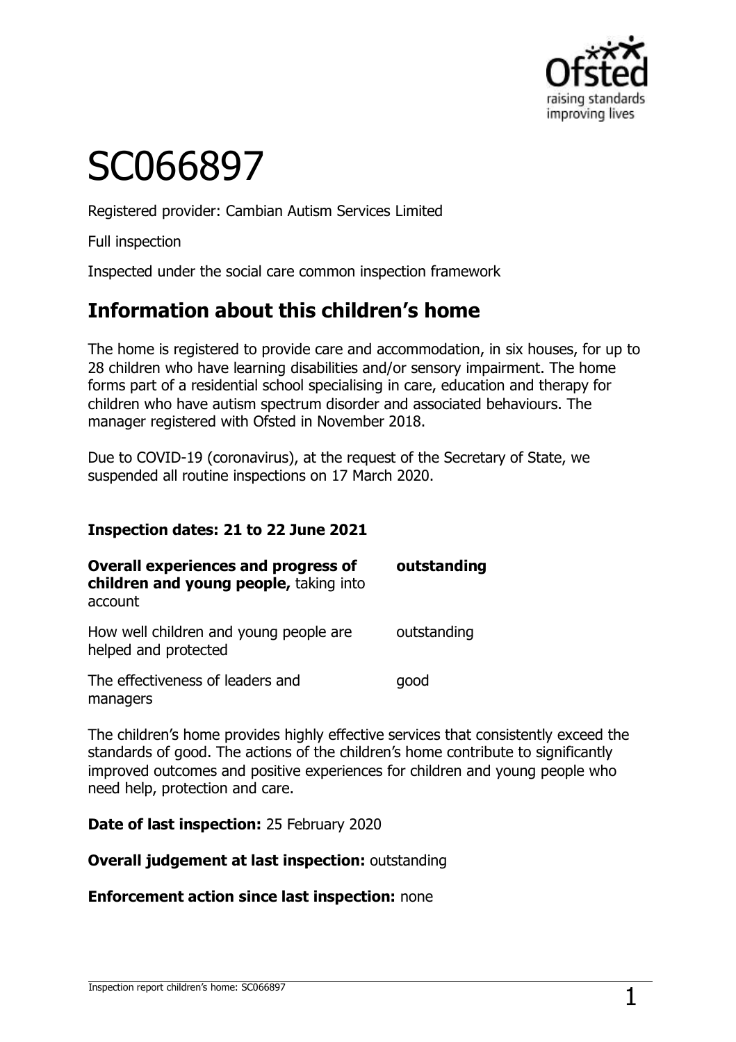# SC066897

Registered provider: Cambian Autism Services Limited

Full inspection

Inspected under the social care common inspection framework

## Information about this children's home

The home is registered to provide care and accommodation, in six houses, for up to 28 children who have learning disabilities and/or sensory impairment. The home forms part of a residential school specialising in care, education and therapy for children who have autism spectrum disorder and associated behaviours. The manager registered with Ofsted in November 2018.

Due to COVID-19 (coronavirus), at the request of the Secretary of State, we suspended all routine inspections on 17 March 2020.

**Inspection dates: 21 to 22 June 2021**

| | |
|---|---|
| **Overall experiences and progress of children and young people,** taking into account | **outstanding** |
| How well children and young people are helped and protected | outstanding |
| The effectiveness of leaders and managers | good |

The children's home provides highly effective services that consistently exceed the standards of good. The actions of the children's home contribute to significantly improved outcomes and positive experiences for children and young people who need help, protection and care.

**Date of last inspection:** 25 February 2020

**Overall judgement at last inspection:** outstanding

**Enforcement action since last inspection:** none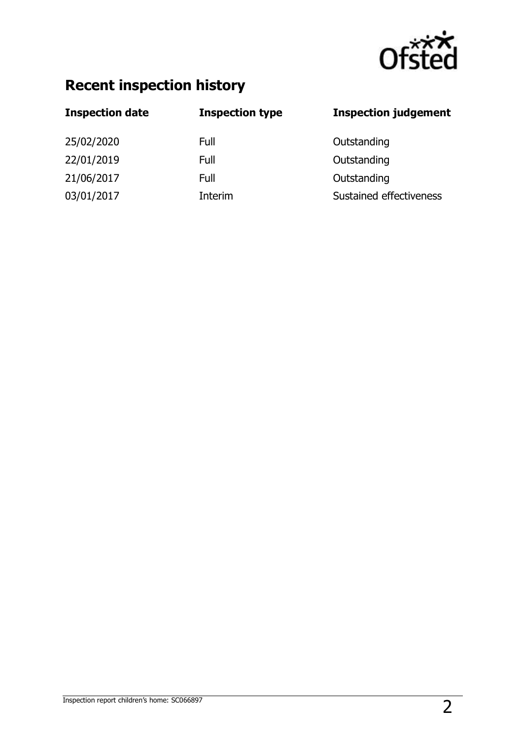## Recent inspection history

| Inspection date | Inspection type | Inspection judgement |
| --- | --- | --- |
| 25/02/2020 | Full | Outstanding |
| 22/01/2019 | Full | Outstanding |
| 21/06/2017 | Full | Outstanding |
| 03/01/2017 | Interim | Sustained effectiveness |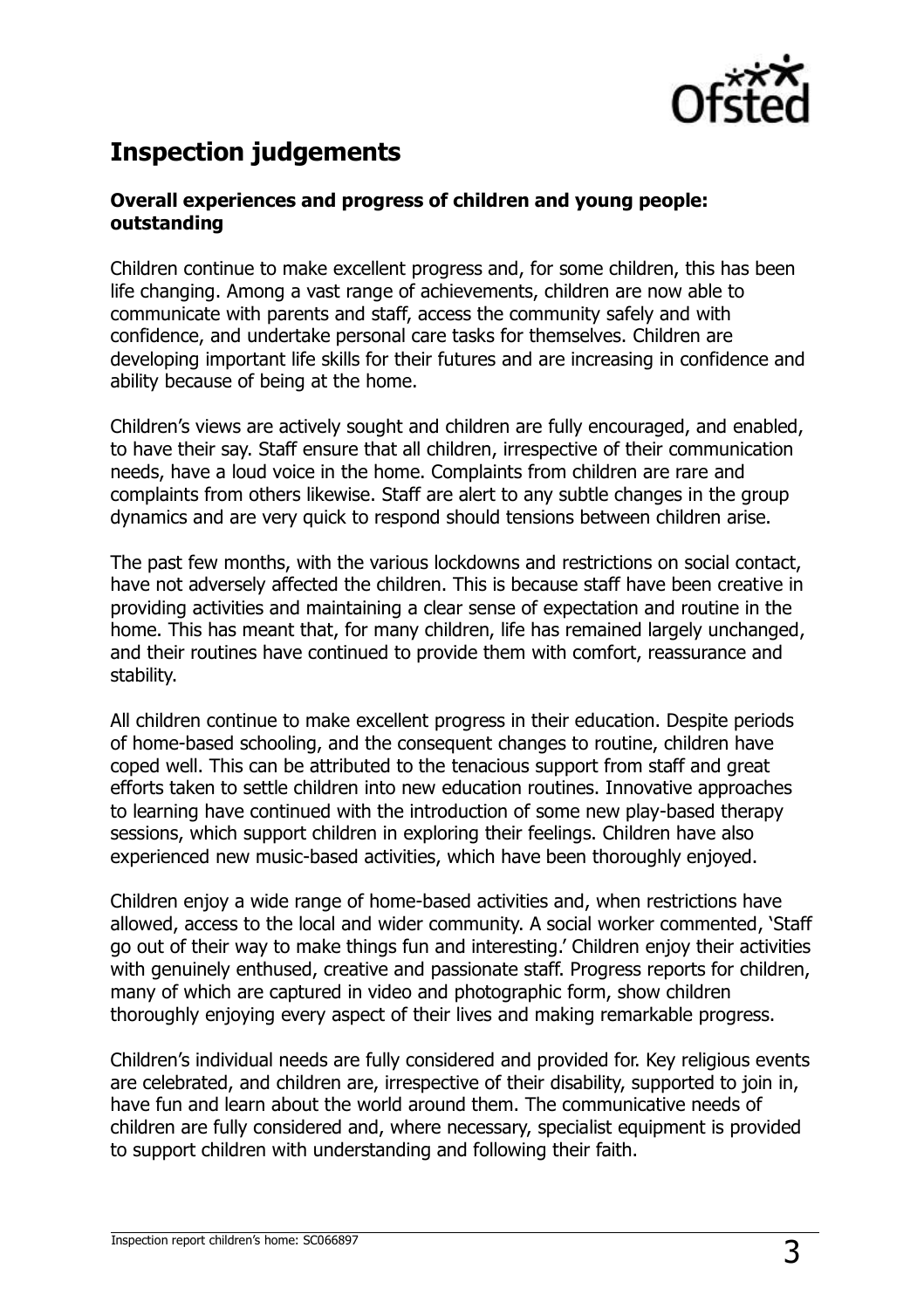## Inspection judgements

**Overall experiences and progress of children and young people: outstanding**

Children continue to make excellent progress and, for some children, this has been life changing. Among a vast range of achievements, children are now able to communicate with parents and staff, access the community safely and with confidence, and undertake personal care tasks for themselves. Children are developing important life skills for their futures and are increasing in confidence and ability because of being at the home.

Children's views are actively sought and children are fully encouraged, and enabled, to have their say. Staff ensure that all children, irrespective of their communication needs, have a loud voice in the home. Complaints from children are rare and complaints from others likewise. Staff are alert to any subtle changes in the group dynamics and are very quick to respond should tensions between children arise.

The past few months, with the various lockdowns and restrictions on social contact, have not adversely affected the children. This is because staff have been creative in providing activities and maintaining a clear sense of expectation and routine in the home. This has meant that, for many children, life has remained largely unchanged, and their routines have continued to provide them with comfort, reassurance and stability.

All children continue to make excellent progress in their education. Despite periods of home-based schooling, and the consequent changes to routine, children have coped well. This can be attributed to the tenacious support from staff and great efforts taken to settle children into new education routines. Innovative approaches to learning have continued with the introduction of some new play-based therapy sessions, which support children in exploring their feelings. Children have also experienced new music-based activities, which have been thoroughly enjoyed.

Children enjoy a wide range of home-based activities and, when restrictions have allowed, access to the local and wider community. A social worker commented, 'Staff go out of their way to make things fun and interesting.' Children enjoy their activities with genuinely enthused, creative and passionate staff. Progress reports for children, many of which are captured in video and photographic form, show children thoroughly enjoying every aspect of their lives and making remarkable progress.

Children's individual needs are fully considered and provided for. Key religious events are celebrated, and children are, irrespective of their disability, supported to join in, have fun and learn about the world around them. The communicative needs of children are fully considered and, where necessary, specialist equipment is provided to support children with understanding and following their faith.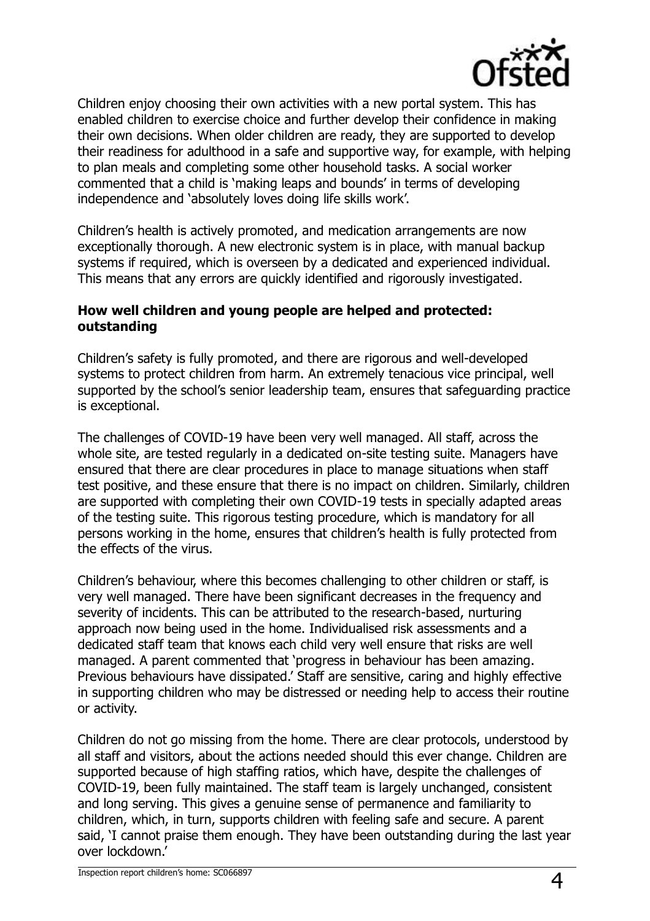Children enjoy choosing their own activities with a new portal system. This has enabled children to exercise choice and further develop their confidence in making their own decisions. When older children are ready, they are supported to develop their readiness for adulthood in a safe and supportive way, for example, with helping to plan meals and completing some other household tasks. A social worker commented that a child is 'making leaps and bounds' in terms of developing independence and 'absolutely loves doing life skills work'.

Children's health is actively promoted, and medication arrangements are now exceptionally thorough. A new electronic system is in place, with manual backup systems if required, which is overseen by a dedicated and experienced individual. This means that any errors are quickly identified and rigorously investigated.

**How well children and young people are helped and protected: outstanding**

Children's safety is fully promoted, and there are rigorous and well-developed systems to protect children from harm. An extremely tenacious vice principal, well supported by the school's senior leadership team, ensures that safeguarding practice is exceptional.

The challenges of COVID-19 have been very well managed. All staff, across the whole site, are tested regularly in a dedicated on-site testing suite. Managers have ensured that there are clear procedures in place to manage situations when staff test positive, and these ensure that there is no impact on children. Similarly, children are supported with completing their own COVID-19 tests in specially adapted areas of the testing suite. This rigorous testing procedure, which is mandatory for all persons working in the home, ensures that children's health is fully protected from the effects of the virus.

Children's behaviour, where this becomes challenging to other children or staff, is very well managed. There have been significant decreases in the frequency and severity of incidents. This can be attributed to the research-based, nurturing approach now being used in the home. Individualised risk assessments and a dedicated staff team that knows each child very well ensure that risks are well managed. A parent commented that 'progress in behaviour has been amazing. Previous behaviours have dissipated.' Staff are sensitive, caring and highly effective in supporting children who may be distressed or needing help to access their routine or activity.

Children do not go missing from the home. There are clear protocols, understood by all staff and visitors, about the actions needed should this ever change. Children are supported because of high staffing ratios, which have, despite the challenges of COVID-19, been fully maintained. The staff team is largely unchanged, consistent and long serving. This gives a genuine sense of permanence and familiarity to children, which, in turn, supports children with feeling safe and secure. A parent said, 'I cannot praise them enough. They have been outstanding during the last year over lockdown.'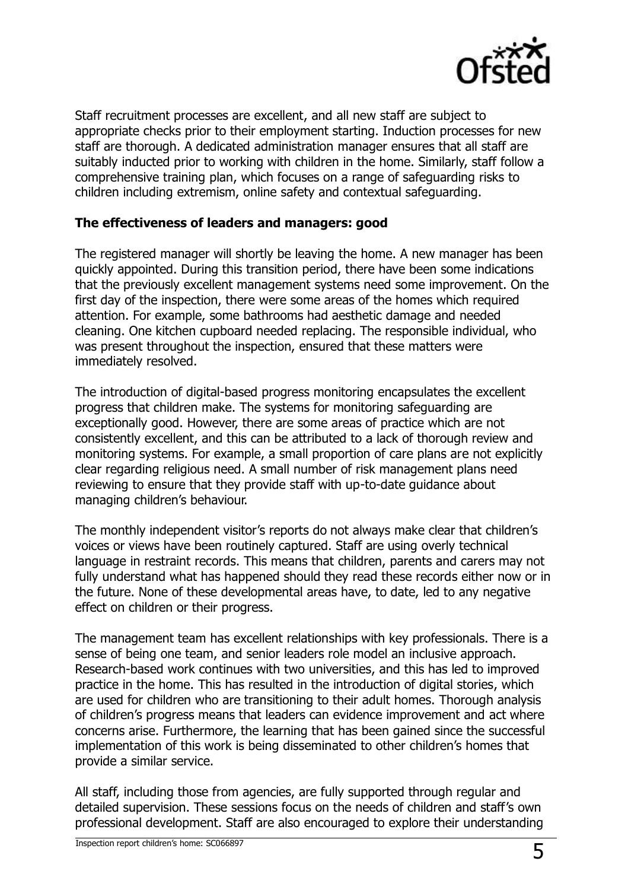Staff recruitment processes are excellent, and all new staff are subject to appropriate checks prior to their employment starting. Induction processes for new staff are thorough. A dedicated administration manager ensures that all staff are suitably inducted prior to working with children in the home. Similarly, staff follow a comprehensive training plan, which focuses on a range of safeguarding risks to children including extremism, online safety and contextual safeguarding.

**The effectiveness of leaders and managers: good**

The registered manager will shortly be leaving the home. A new manager has been quickly appointed. During this transition period, there have been some indications that the previously excellent management systems need some improvement. On the first day of the inspection, there were some areas of the homes which required attention. For example, some bathrooms had aesthetic damage and needed cleaning. One kitchen cupboard needed replacing. The responsible individual, who was present throughout the inspection, ensured that these matters were immediately resolved.

The introduction of digital-based progress monitoring encapsulates the excellent progress that children make. The systems for monitoring safeguarding are exceptionally good. However, there are some areas of practice which are not consistently excellent, and this can be attributed to a lack of thorough review and monitoring systems. For example, a small proportion of care plans are not explicitly clear regarding religious need. A small number of risk management plans need reviewing to ensure that they provide staff with up-to-date guidance about managing children's behaviour.

The monthly independent visitor's reports do not always make clear that children's voices or views have been routinely captured. Staff are using overly technical language in restraint records. This means that children, parents and carers may not fully understand what has happened should they read these records either now or in the future. None of these developmental areas have, to date, led to any negative effect on children or their progress.

The management team has excellent relationships with key professionals. There is a sense of being one team, and senior leaders role model an inclusive approach. Research-based work continues with two universities, and this has led to improved practice in the home. This has resulted in the introduction of digital stories, which are used for children who are transitioning to their adult homes. Thorough analysis of children's progress means that leaders can evidence improvement and act where concerns arise. Furthermore, the learning that has been gained since the successful implementation of this work is being disseminated to other children's homes that provide a similar service.

All staff, including those from agencies, are fully supported through regular and detailed supervision. These sessions focus on the needs of children and staff's own professional development. Staff are also encouraged to explore their understanding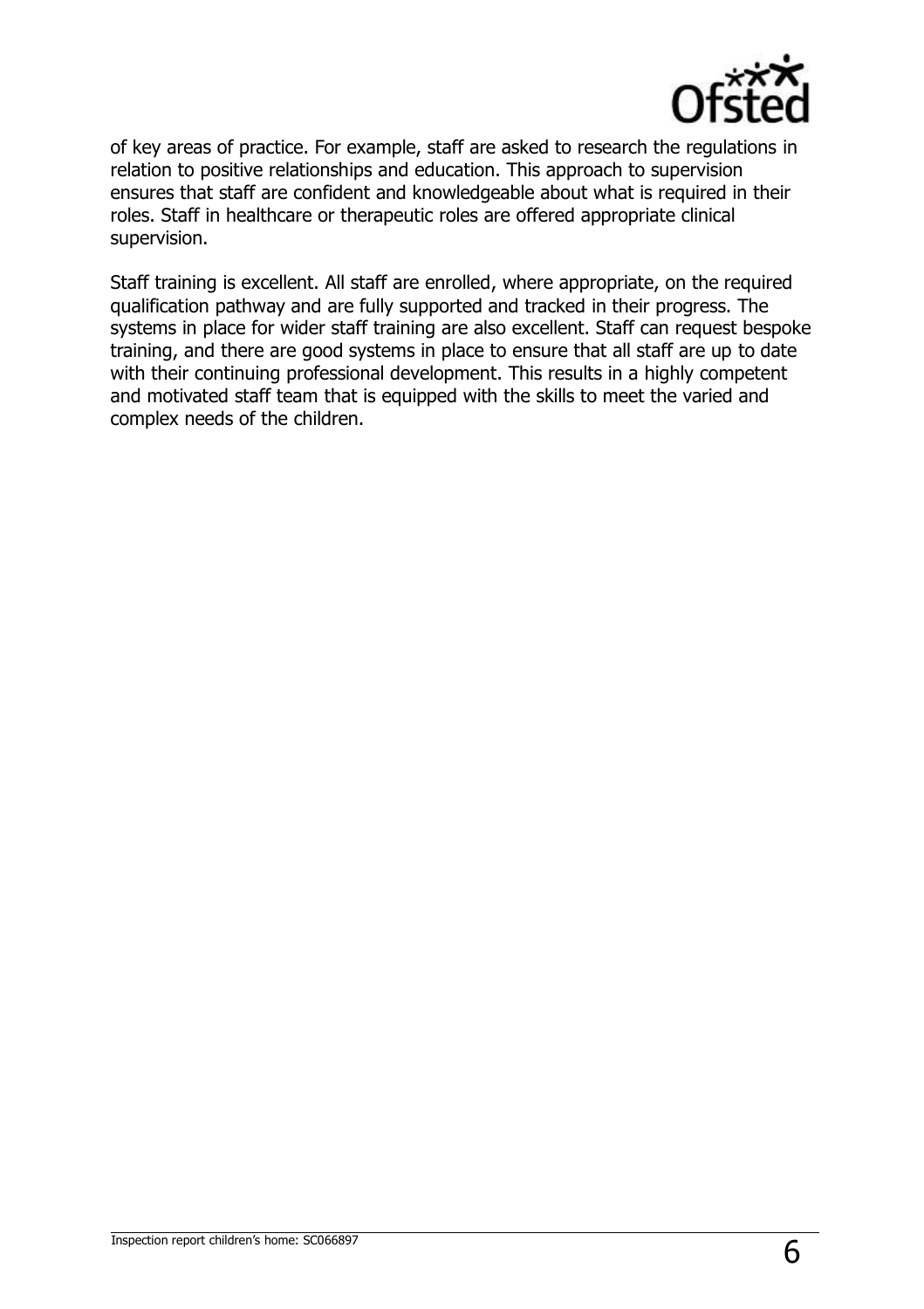of key areas of practice. For example, staff are asked to research the regulations in relation to positive relationships and education. This approach to supervision ensures that staff are confident and knowledgeable about what is required in their roles. Staff in healthcare or therapeutic roles are offered appropriate clinical supervision.

Staff training is excellent. All staff are enrolled, where appropriate, on the required qualification pathway and are fully supported and tracked in their progress. The systems in place for wider staff training are also excellent. Staff can request bespoke training, and there are good systems in place to ensure that all staff are up to date with their continuing professional development. This results in a highly competent and motivated staff team that is equipped with the skills to meet the varied and complex needs of the children.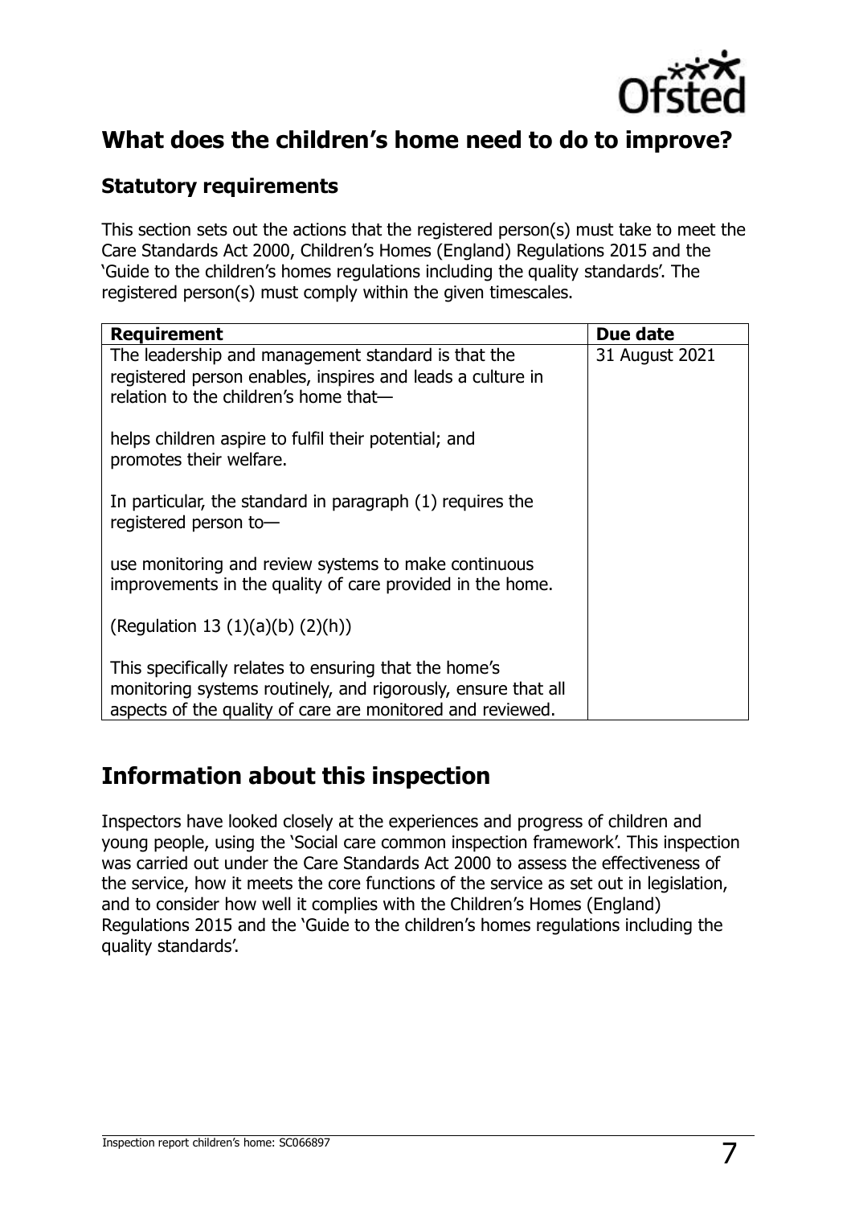## What does the children's home need to do to improve?

### Statutory requirements

This section sets out the actions that the registered person(s) must take to meet the Care Standards Act 2000, Children's Homes (England) Regulations 2015 and the 'Guide to the children's homes regulations including the quality standards'. The registered person(s) must comply within the given timescales.

| Requirement | Due date |
|---|---|
| The leadership and management standard is that the registered person enables, inspires and leads a culture in relation to the children's home that—<br><br>helps children aspire to fulfil their potential; and promotes their welfare.<br><br>In particular, the standard in paragraph (1) requires the registered person to—<br><br>use monitoring and review systems to make continuous improvements in the quality of care provided in the home.<br><br>(Regulation 13 (1)(a)(b) (2)(h))<br><br>This specifically relates to ensuring that the home's monitoring systems routinely, and rigorously, ensure that all aspects of the quality of care are monitored and reviewed. | 31 August 2021 |

## Information about this inspection

Inspectors have looked closely at the experiences and progress of children and young people, using the 'Social care common inspection framework'. This inspection was carried out under the Care Standards Act 2000 to assess the effectiveness of the service, how it meets the core functions of the service as set out in legislation, and to consider how well it complies with the Children's Homes (England) Regulations 2015 and the 'Guide to the children's homes regulations including the quality standards'.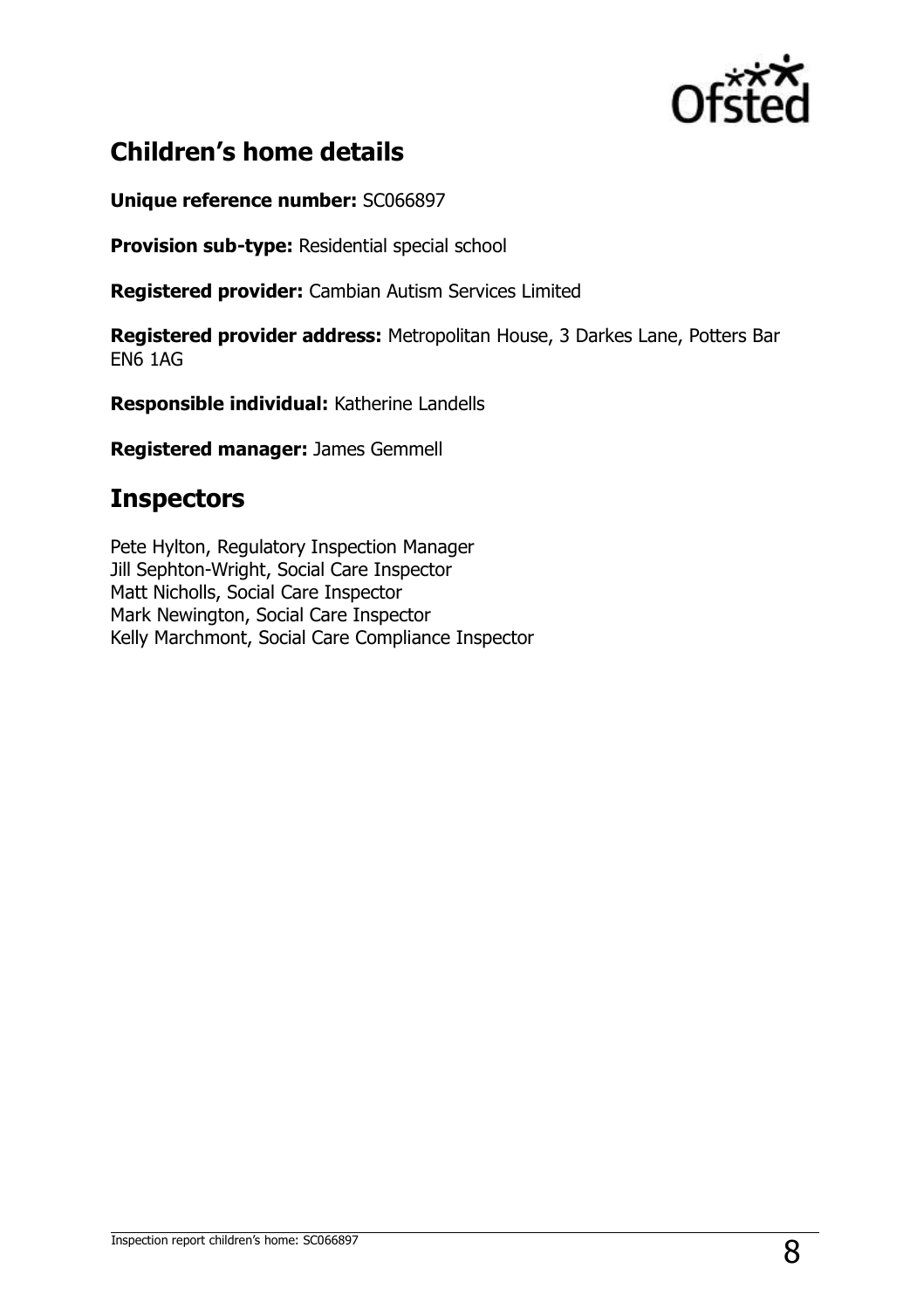## Children's home details

**Unique reference number:** SC066897

**Provision sub-type:** Residential special school

**Registered provider:** Cambian Autism Services Limited

**Registered provider address:** Metropolitan House, 3 Darkes Lane, Potters Bar EN6 1AG

**Responsible individual:** Katherine Landells

**Registered manager:** James Gemmell

## Inspectors

Pete Hylton, Regulatory Inspection Manager
Jill Sephton-Wright, Social Care Inspector
Matt Nicholls, Social Care Inspector
Mark Newington, Social Care Inspector
Kelly Marchmont, Social Care Compliance Inspector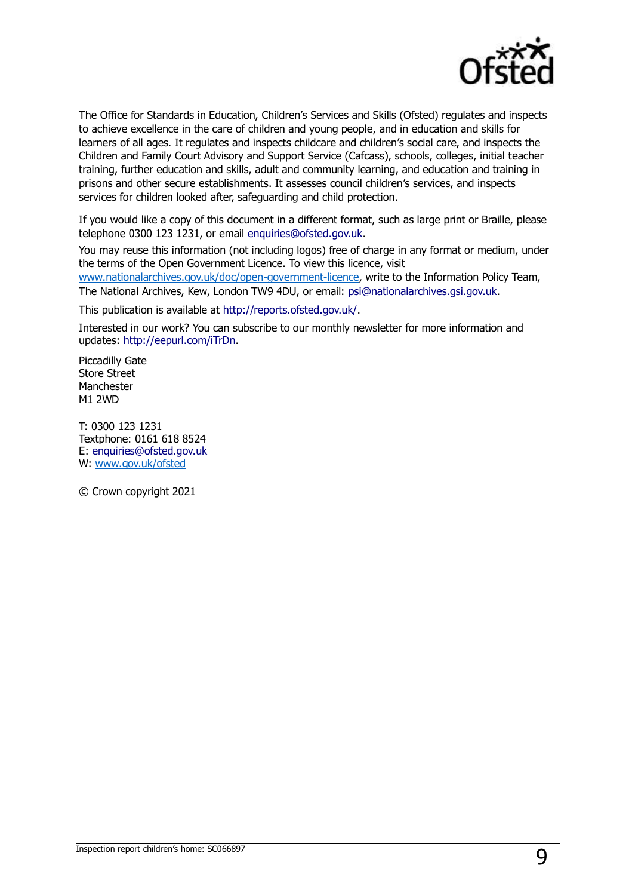The Office for Standards in Education, Children's Services and Skills (Ofsted) regulates and inspects to achieve excellence in the care of children and young people, and in education and skills for learners of all ages. It regulates and inspects childcare and children's social care, and inspects the Children and Family Court Advisory and Support Service (Cafcass), schools, colleges, initial teacher training, further education and skills, adult and community learning, and education and training in prisons and other secure establishments. It assesses council children's services, and inspects services for children looked after, safeguarding and child protection.

If you would like a copy of this document in a different format, such as large print or Braille, please telephone 0300 123 1231, or email enquiries@ofsted.gov.uk.

You may reuse this information (not including logos) free of charge in any format or medium, under the terms of the Open Government Licence. To view this licence, visit www.nationalarchives.gov.uk/doc/open-government-licence, write to the Information Policy Team, The National Archives, Kew, London TW9 4DU, or email: psi@nationalarchives.gsi.gov.uk.

This publication is available at http://reports.ofsted.gov.uk/.

Interested in our work? You can subscribe to our monthly newsletter for more information and updates: http://eepurl.com/iTrDn.

Piccadilly Gate
Store Street
Manchester
M1 2WD

T: 0300 123 1231
Textphone: 0161 618 8524
E: enquiries@ofsted.gov.uk
W: www.gov.uk/ofsted

© Crown copyright 2021